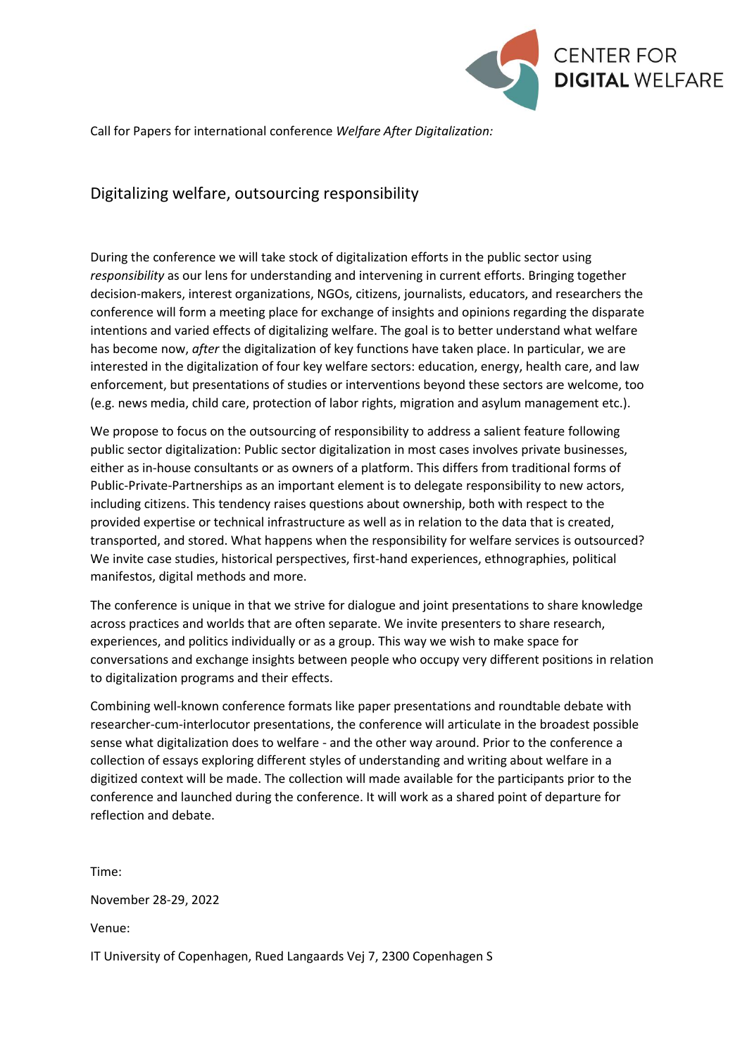CENTER FOR **DIGITAL** WELFARE

Call for Papers for international conference *Welfare After Digitalization:*

## Digitalizing welfare, outsourcing responsibility

During the conference we will take stock of digitalization efforts in the public sector using *responsibility* as our lens for understanding and intervening in current efforts. Bringing together decision-makers, interest organizations, NGOs, citizens, journalists, educators, and researchers the conference will form a meeting place for exchange of insights and opinions regarding the disparate intentions and varied effects of digitalizing welfare. The goal is to better understand what welfare has become now, *after* the digitalization of key functions have taken place. In particular, we are interested in the digitalization of four key welfare sectors: education, energy, health care, and law enforcement, but presentations of studies or interventions beyond these sectors are welcome, too (e.g. news media, child care, protection of labor rights, migration and asylum management etc.).

We propose to focus on the outsourcing of responsibility to address a salient feature following public sector digitalization: Public sector digitalization in most cases involves private businesses, either as in-house consultants or as owners of a platform. This differs from traditional forms of Public-Private-Partnerships as an important element is to delegate responsibility to new actors, including citizens. This tendency raises questions about ownership, both with respect to the provided expertise or technical infrastructure as well as in relation to the data that is created, transported, and stored. What happens when the responsibility for welfare services is outsourced? We invite case studies, historical perspectives, first-hand experiences, ethnographies, political manifestos, digital methods and more.

The conference is unique in that we strive for dialogue and joint presentations to share knowledge across practices and worlds that are often separate. We invite presenters to share research, experiences, and politics individually or as a group. This way we wish to make space for conversations and exchange insights between people who occupy very different positions in relation to digitalization programs and their effects.

Combining well-known conference formats like paper presentations and roundtable debate with researcher-cum-interlocutor presentations, the conference will articulate in the broadest possible sense what digitalization does to welfare - and the other way around. Prior to the conference a collection of essays exploring different styles of understanding and writing about welfare in a digitized context will be made. The collection will made available for the participants prior to the conference and launched during the conference. It will work as a shared point of departure for reflection and debate.

Time:

November 28-29, 2022

Venue:

IT University of Copenhagen, Rued Langaards Vej 7, 2300 Copenhagen S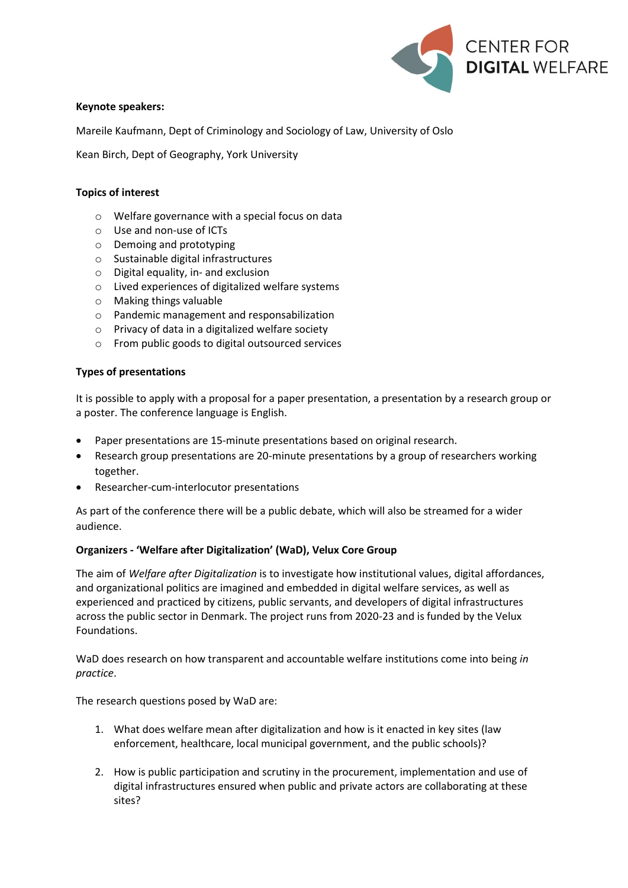**Keynote speakers:**

Mareile Kaufmann, Dept of Criminology and Sociology of Law, University of Oslo

Kean Birch, Dept of Geography, York University

**Topics of interest**

- Welfare governance with a special focus on data
- Use and non-use of ICTs
- Demoing and prototyping
- Sustainable digital infrastructures
- Digital equality, in- and exclusion
- Lived experiences of digitalized welfare systems
- Making things valuable
- Pandemic management and responsabilization
- Privacy of data in a digitalized welfare society
- From public goods to digital outsourced services

**Types of presentations**

It is possible to apply with a proposal for a paper presentation, a presentation by a research group or a poster. The conference language is English.

- Paper presentations are 15-minute presentations based on original research.
- Research group presentations are 20-minute presentations by a group of researchers working together.
- Researcher-cum-interlocutor presentations

As part of the conference there will be a public debate, which will also be streamed for a wider audience.

**Organizers - 'Welfare after Digitalization' (WaD), Velux Core Group**

The aim of *Welfare after Digitalization* is to investigate how institutional values, digital affordances, and organizational politics are imagined and embedded in digital welfare services, as well as experienced and practiced by citizens, public servants, and developers of digital infrastructures across the public sector in Denmark. The project runs from 2020-23 and is funded by the Velux Foundations.

WaD does research on how transparent and accountable welfare institutions come into being *in practice*.

The research questions posed by WaD are:

1. What does welfare mean after digitalization and how is it enacted in key sites (law enforcement, healthcare, local municipal government, and the public schools)?

2. How is public participation and scrutiny in the procurement, implementation and use of digital infrastructures ensured when public and private actors are collaborating at these sites?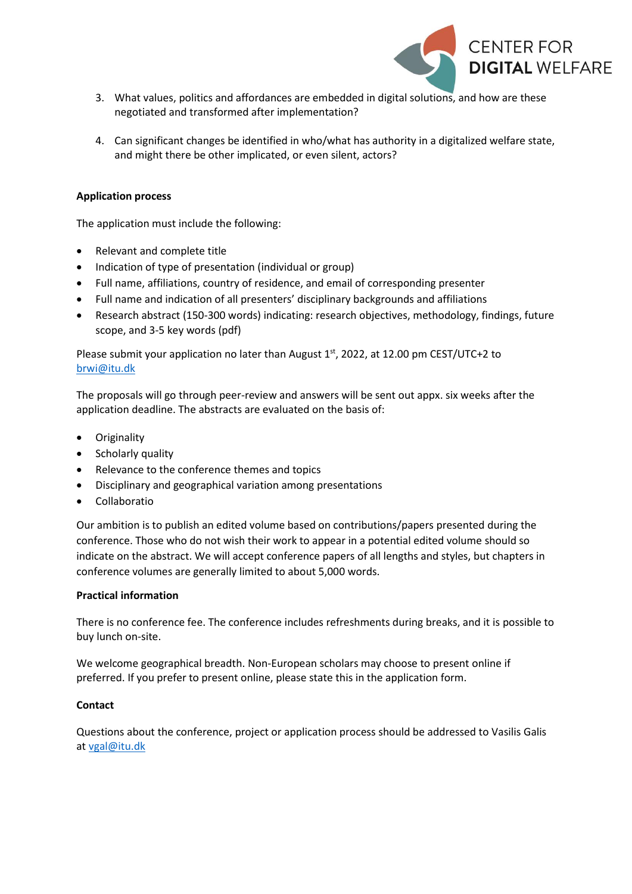3. What values, politics and affordances are embedded in digital solutions, and how are these negotiated and transformed after implementation?

4. Can significant changes be identified in who/what has authority in a digitalized welfare state, and might there be other implicated, or even silent, actors?

**Application process**

The application must include the following:

- Relevant and complete title
- Indication of type of presentation (individual or group)
- Full name, affiliations, country of residence, and email of corresponding presenter
- Full name and indication of all presenters' disciplinary backgrounds and affiliations
- Research abstract (150-300 words) indicating: research objectives, methodology, findings, future scope, and 3-5 key words (pdf)

Please submit your application no later than August 1st, 2022, at 12.00 pm CEST/UTC+2 to brwi@itu.dk

The proposals will go through peer-review and answers will be sent out appx. six weeks after the application deadline. The abstracts are evaluated on the basis of:

- Originality
- Scholarly quality
- Relevance to the conference themes and topics
- Disciplinary and geographical variation among presentations
- Collaboratio

Our ambition is to publish an edited volume based on contributions/papers presented during the conference. Those who do not wish their work to appear in a potential edited volume should so indicate on the abstract. We will accept conference papers of all lengths and styles, but chapters in conference volumes are generally limited to about 5,000 words.

**Practical information**

There is no conference fee. The conference includes refreshments during breaks, and it is possible to buy lunch on-site.

We welcome geographical breadth. Non-European scholars may choose to present online if preferred. If you prefer to present online, please state this in the application form.

**Contact**

Questions about the conference, project or application process should be addressed to Vasilis Galis at vgal@itu.dk